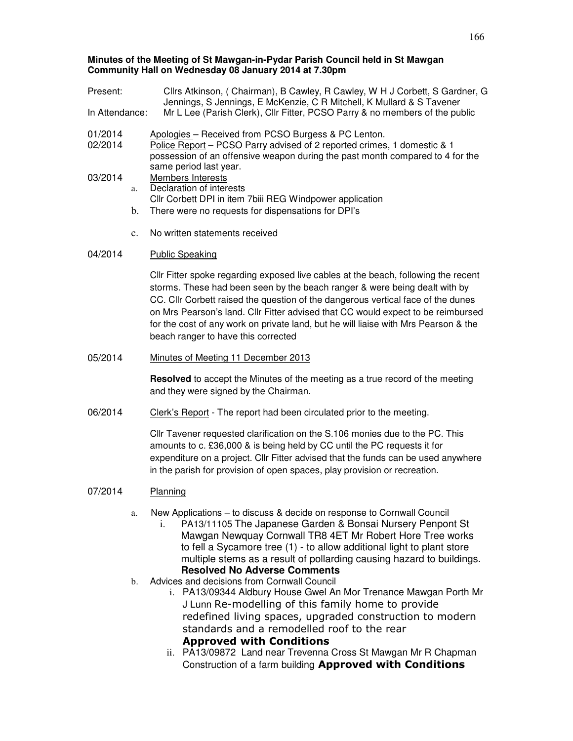**Minutes of the Meeting of St Mawgan-in-Pydar Parish Council held in St Mawgan Community Hall on Wednesday 08 January 2014 at 7.30pm**

Present: Cllrs Atkinson, ( Chairman), B Cawley, R Cawley, W H J Corbett, S Gardner, G Jennings, S Jennings, E McKenzie, C R Mitchell, K Mullard & S Tavener

In Attendance: Mr L Lee (Parish Clerk), Cllr Fitter, PCSO Parry & no members of the public

01/2014 Apologies – Received from PCSO Burgess & PC Lenton.

02/2014 Police Report – PCSO Parry advised of 2 reported crimes, 1 domestic & 1 possession of an offensive weapon during the past month compared to 4 for the same period last year.

03/2014 Members Interests

a. Declaration of interests
Cllr Corbett DPI in item 7biii REG Windpower application

b. There were no requests for dispensations for DPI's

c. No written statements received

04/2014 Public Speaking

Cllr Fitter spoke regarding exposed live cables at the beach, following the recent storms. These had been seen by the beach ranger & were being dealt with by CC. Cllr Corbett raised the question of the dangerous vertical face of the dunes on Mrs Pearson's land. Cllr Fitter advised that CC would expect to be reimbursed for the cost of any work on private land, but he will liaise with Mrs Pearson & the beach ranger to have this corrected

05/2014 Minutes of Meeting 11 December 2013

**Resolved** to accept the Minutes of the meeting as a true record of the meeting and they were signed by the Chairman.

06/2014 Clerk's Report - The report had been circulated prior to the meeting.

Cllr Tavener requested clarification on the S.106 monies due to the PC. This amounts to c. £36,000 & is being held by CC until the PC requests it for expenditure on a project. Cllr Fitter advised that the funds can be used anywhere in the parish for provision of open spaces, play provision or recreation.

07/2014 Planning

a. New Applications – to discuss & decide on response to Cornwall Council
   i. PA13/11105 The Japanese Garden & Bonsai Nursery Penpont St Mawgan Newquay Cornwall TR8 4ET Mr Robert Hore Tree works to fell a Sycamore tree (1) - to allow additional light to plant store multiple stems as a result of pollarding causing hazard to buildings. **Resolved No Adverse Comments**

b. Advices and decisions from Cornwall Council
   i. PA13/09344 Aldbury House Gwel An Mor Trenance Mawgan Porth Mr J Lunn Re-modelling of this family home to provide redefined living spaces, upgraded construction to modern standards and a remodelled roof to the rear **Approved with Conditions**
   ii. PA13/09872 Land near Trevenna Cross St Mawgan Mr R Chapman Construction of a farm building **Approved with Conditions**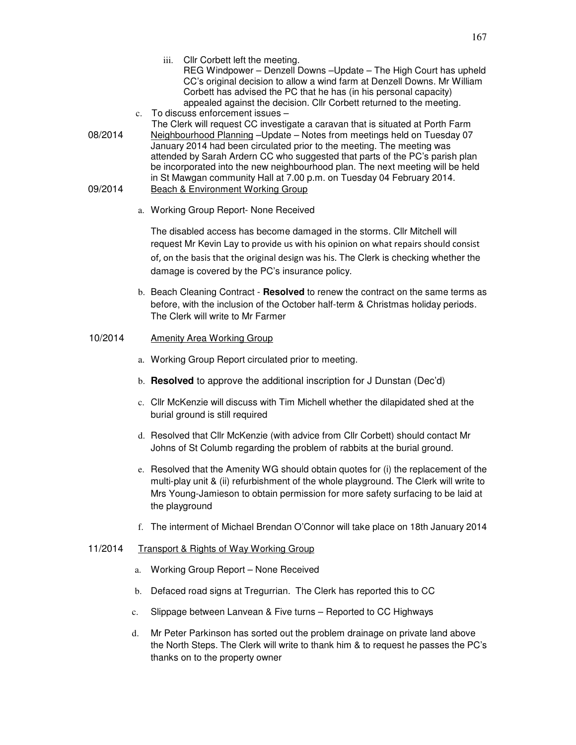iii. Cllr Corbett left the meeting.
REG Windpower – Denzell Downs –Update – The High Court has upheld CC's original decision to allow a wind farm at Denzell Downs. Mr William Corbett has advised the PC that he has (in his personal capacity) appealed against the decision. Cllr Corbett returned to the meeting.

c. To discuss enforcement issues –
The Clerk will request CC investigate a caravan that is situated at Porth Farm

08/2014 Neighbourhood Planning –Update – Notes from meetings held on Tuesday 07 January 2014 had been circulated prior to the meeting. The meeting was attended by Sarah Ardern CC who suggested that parts of the PC's parish plan be incorporated into the new neighbourhood plan. The next meeting will be held in St Mawgan community Hall at 7.00 p.m. on Tuesday 04 February 2014.

09/2014 Beach & Environment Working Group

a. Working Group Report- None Received

The disabled access has become damaged in the storms. Cllr Mitchell will request Mr Kevin Lay to provide us with his opinion on what repairs should consist of, on the basis that the original design was his. The Clerk is checking whether the damage is covered by the PC's insurance policy.

b. Beach Cleaning Contract - **Resolved** to renew the contract on the same terms as before, with the inclusion of the October half-term & Christmas holiday periods. The Clerk will write to Mr Farmer

10/2014 Amenity Area Working Group

a. Working Group Report circulated prior to meeting.

b. **Resolved** to approve the additional inscription for J Dunstan (Dec'd)

c. Cllr McKenzie will discuss with Tim Michell whether the dilapidated shed at the burial ground is still required

d. Resolved that Cllr McKenzie (with advice from Cllr Corbett) should contact Mr Johns of St Columb regarding the problem of rabbits at the burial ground.

e. Resolved that the Amenity WG should obtain quotes for (i) the replacement of the multi-play unit & (ii) refurbishment of the whole playground. The Clerk will write to Mrs Young-Jamieson to obtain permission for more safety surfacing to be laid at the playground

f. The interment of Michael Brendan O'Connor will take place on 18th January 2014

11/2014 Transport & Rights of Way Working Group

a. Working Group Report – None Received

b. Defaced road signs at Tregurrian. The Clerk has reported this to CC

c. Slippage between Lanvean & Five turns – Reported to CC Highways

d. Mr Peter Parkinson has sorted out the problem drainage on private land above the North Steps. The Clerk will write to thank him & to request he passes the PC's thanks on to the property owner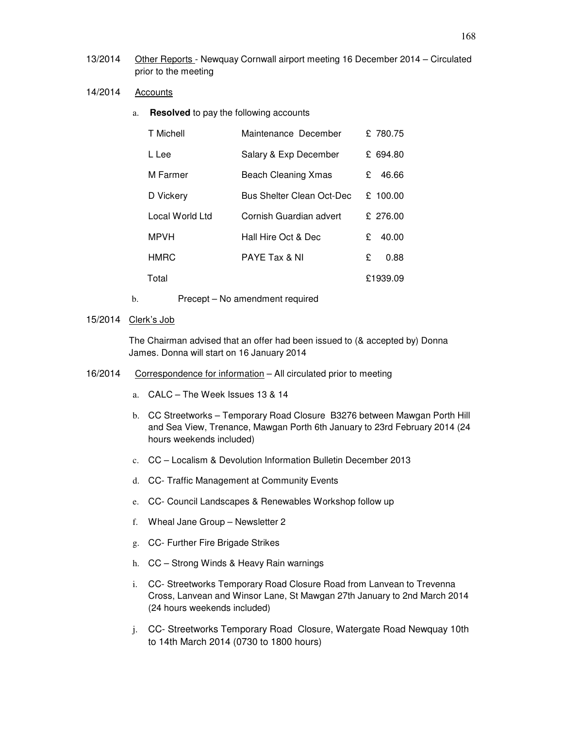13/2014 Other Reports - Newquay Cornwall airport meeting 16 December 2014 – Circulated prior to the meeting

14/2014 Accounts

a. **Resolved** to pay the following accounts

| | | |
|---|---|---|
| T Michell | Maintenance December | £ 780.75 |
| L Lee | Salary & Exp December | £ 694.80 |
| M Farmer | Beach Cleaning Xmas | £ 46.66 |
| D Vickery | Bus Shelter Clean Oct-Dec | £ 100.00 |
| Local World Ltd | Cornish Guardian advert | £ 276.00 |
| MPVH | Hall Hire Oct & Dec | £ 40.00 |
| HMRC | PAYE Tax & NI | £ 0.88 |
| Total | | £1939.09 |

b. Precept – No amendment required

15/2014 Clerk's Job

The Chairman advised that an offer had been issued to (& accepted by) Donna James. Donna will start on 16 January 2014

16/2014 Correspondence for information – All circulated prior to meeting

a. CALC – The Week Issues 13 & 14
b. CC Streetworks – Temporary Road Closure B3276 between Mawgan Porth Hill and Sea View, Trenance, Mawgan Porth 6th January to 23rd February 2014 (24 hours weekends included)
c. CC – Localism & Devolution Information Bulletin December 2013
d. CC- Traffic Management at Community Events
e. CC- Council Landscapes & Renewables Workshop follow up
f. Wheal Jane Group – Newsletter 2
g. CC- Further Fire Brigade Strikes
h. CC – Strong Winds & Heavy Rain warnings
i. CC- Streetworks Temporary Road Closure Road from Lanvean to Trevenna Cross, Lanvean and Winsor Lane, St Mawgan 27th January to 2nd March 2014 (24 hours weekends included)
j. CC- Streetworks Temporary Road Closure, Watergate Road Newquay 10th to 14th March 2014 (0730 to 1800 hours)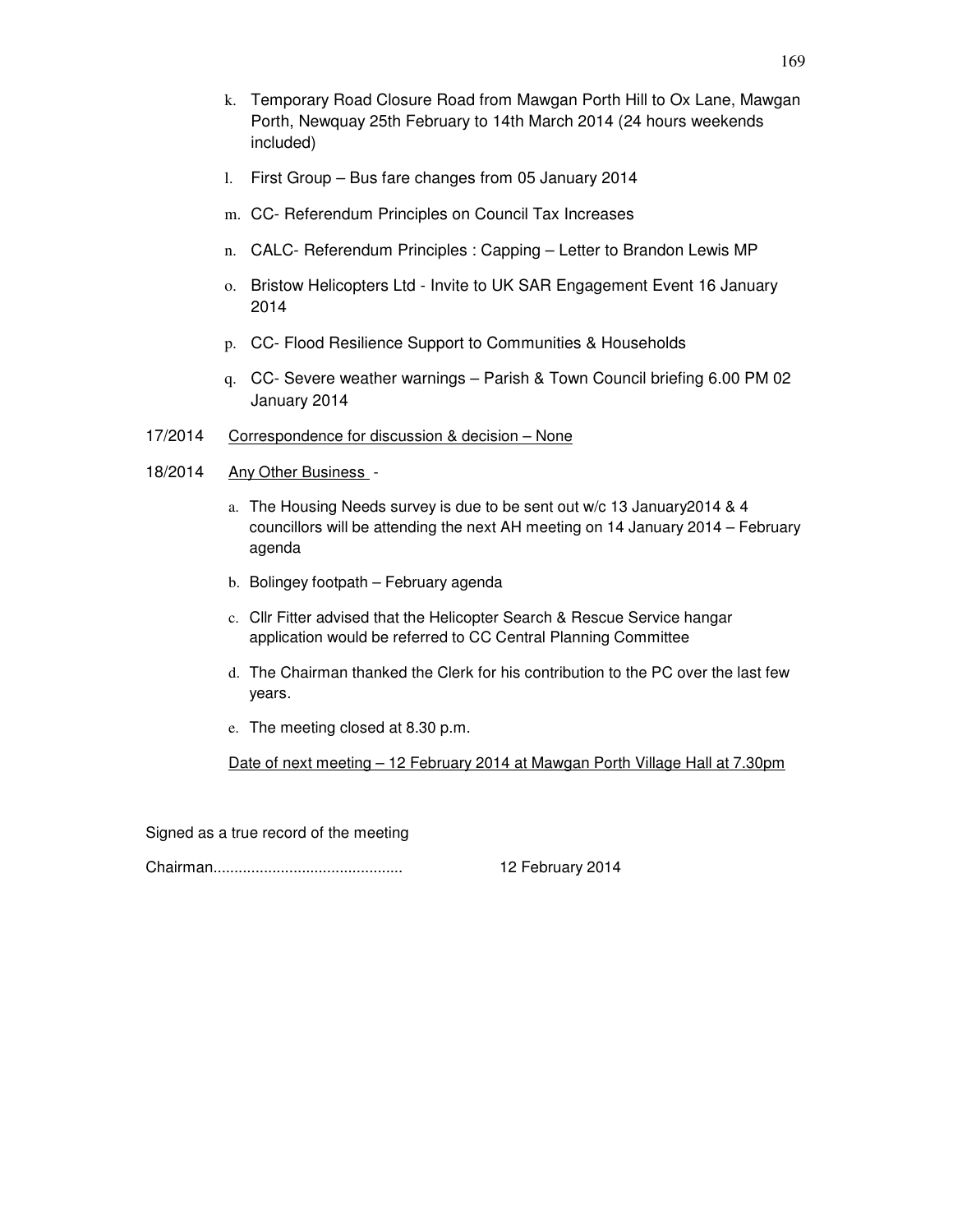k. Temporary Road Closure Road from Mawgan Porth Hill to Ox Lane, Mawgan Porth, Newquay 25th February to 14th March 2014 (24 hours weekends included)

l. First Group – Bus fare changes from 05 January 2014

m. CC- Referendum Principles on Council Tax Increases

n. CALC- Referendum Principles : Capping – Letter to Brandon Lewis MP

o. Bristow Helicopters Ltd - Invite to UK SAR Engagement Event 16 January 2014

p. CC- Flood Resilience Support to Communities & Households

q. CC- Severe weather warnings – Parish & Town Council briefing 6.00 PM 02 January 2014

17/2014 Correspondence for discussion & decision – None

18/2014 Any Other Business -

a. The Housing Needs survey is due to be sent out w/c 13 January2014 & 4 councillors will be attending the next AH meeting on 14 January 2014 – February agenda

b. Bolingey footpath – February agenda

c. Cllr Fitter advised that the Helicopter Search & Rescue Service hangar application would be referred to CC Central Planning Committee

d. The Chairman thanked the Clerk for his contribution to the PC over the last few years.

e. The meeting closed at 8.30 p.m.

Date of next meeting – 12 February 2014 at Mawgan Porth Village Hall at 7.30pm

Signed as a true record of the meeting

Chairman............................................ 12 February 2014